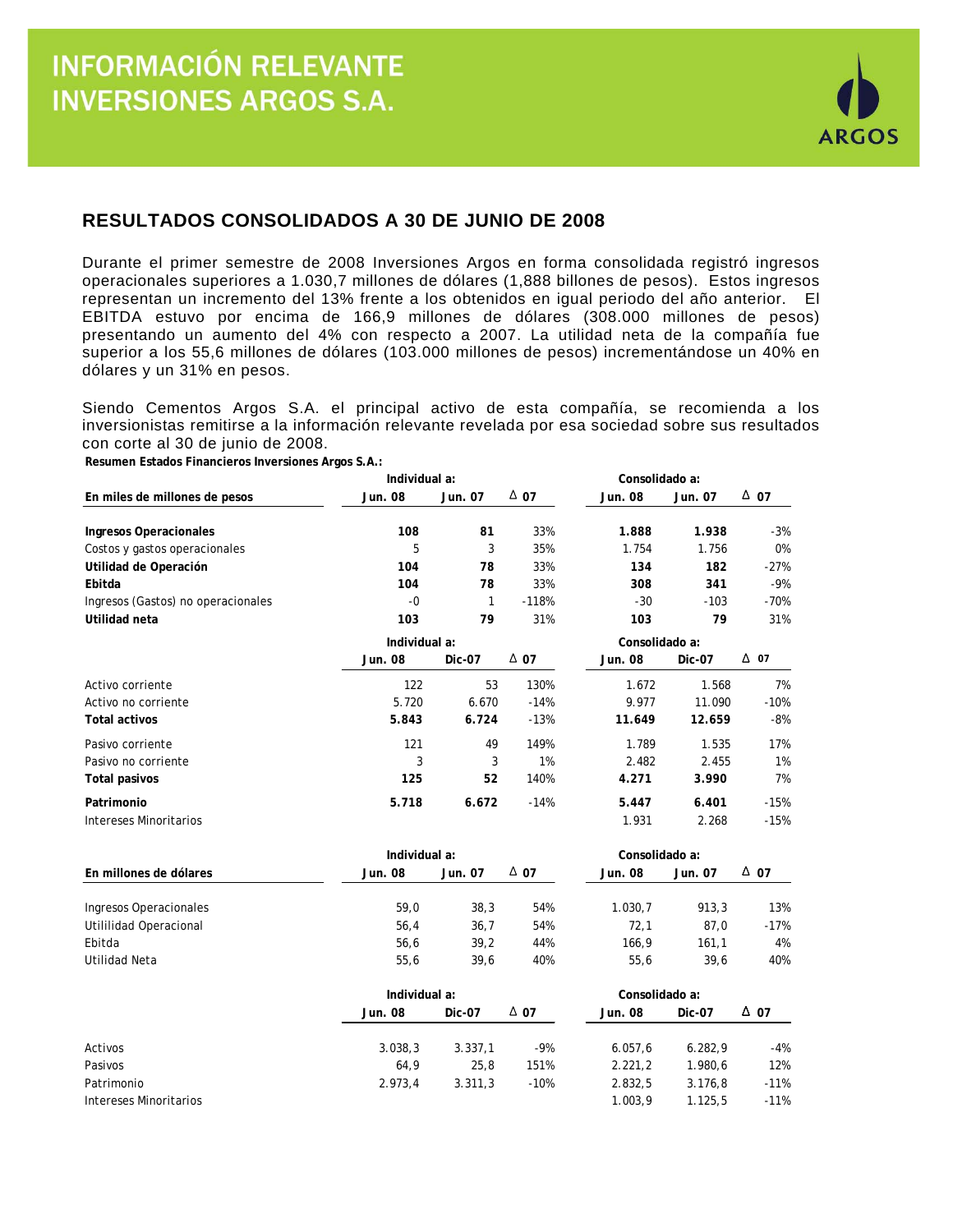# INFORMACIÓN RELEVANTE INVERSIONES ARGOS S.A.

## RESULTADOS CONSOLIDADOS A 30 DE JUNIO DE 2008

Durante el primer semestre de 2008 Inversiones Argos en forma consolidada registró ingresos operacionales superiores a 1.030,7 millones de dólares (1,888 billones de pesos). Estos ingresos representan un incremento del 13% frente a los obtenidos en igual periodo del año anterior. El EBITDA estuvo por encima de 166,9 millones de dólares (308.000 millones de pesos) presentando un aumento del 4% con respecto a 2007. La utilidad neta de la compañía fue superior a los 55,6 millones de dólares (103.000 millones de pesos) incrementándose un 40% en dólares y un 31% en pesos.

Siendo Cementos Argos S.A. el principal activo de esta compañía, se recomienda a los inversionistas remitirse a la información relevante revelada por esa sociedad sobre sus resultados con corte al 30 de junio de 2008.

**Resumen Estados Financieros Inversiones Argos S.A.:**

| | Individual a: | | | Consolidado a: | | |
|---|---|---|---|---|---|---|
| **En miles de millones de pesos** | **Jun. 08** | **Jun. 07** | **Δ 07** | **Jun. 08** | **Jun. 07** | **Δ 07** |
| **Ingresos Operacionales** | **108** | **81** | 33% | **1.888** | **1.938** | -3% |
| Costos y gastos operacionales | 5 | 3 | 35% | 1.754 | 1.756 | 0% |
| **Utilidad de Operación** | **104** | **78** | 33% | **134** | **182** | -27% |
| **Ebitda** | **104** | **78** | 33% | **308** | **341** | -9% |
| Ingresos (Gastos) no operacionales | -0 | 1 | -118% | -30 | -103 | -70% |
| **Utilidad neta** | **103** | **79** | 31% | **103** | **79** | 31% |

| | Individual a: | | | Consolidado a: | | |
|---|---|---|---|---|---|---|
| | **Jun. 08** | **Dic-07** | **Δ 07** | **Jun. 08** | **Dic-07** | **Δ 07** |
| Activo corriente | 122 | 53 | 130% | 1.672 | 1.568 | 7% |
| Activo no corriente | 5.720 | 6.670 | -14% | 9.977 | 11.090 | -10% |
| **Total activos** | **5.843** | **6.724** | -13% | **11.649** | **12.659** | -8% |
| Pasivo corriente | 121 | 49 | 149% | 1.789 | 1.535 | 17% |
| Pasivo no corriente | 3 | 3 | 1% | 2.482 | 2.455 | 1% |
| **Total pasivos** | **125** | **52** | 140% | **4.271** | **3.990** | 7% |
| **Patrimonio** | **5.718** | **6.672** | -14% | **5.447** | **6.401** | -15% |
| Intereses Minoritarios | | | | 1.931 | 2.268 | -15% |

| | Individual a: | | | Consolidado a: | | |
|---|---|---|---|---|---|---|
| **En millones de dólares** | **Jun. 08** | **Jun. 07** | **Δ 07** | **Jun. 08** | **Jun. 07** | **Δ 07** |
| Ingresos Operacionales | 59,0 | 38,3 | 54% | 1.030,7 | 913,3 | 13% |
| Utililidad Operacional | 56,4 | 36,7 | 54% | 72,1 | 87,0 | -17% |
| Ebitda | 56,6 | 39,2 | 44% | 166,9 | 161,1 | 4% |
| Utilidad Neta | 55,6 | 39,6 | 40% | 55,6 | 39,6 | 40% |

| | Individual a: | | | Consolidado a: | | |
|---|---|---|---|---|---|---|
| | **Jun. 08** | **Dic-07** | **Δ 07** | **Jun. 08** | **Dic-07** | **Δ 07** |
| Activos | 3.038,3 | 3.337,1 | -9% | 6.057,6 | 6.282,9 | -4% |
| Pasivos | 64,9 | 25,8 | 151% | 2.221,2 | 1.980,6 | 12% |
| Patrimonio | 2.973,4 | 3.311,3 | -10% | 2.832,5 | 3.176,8 | -11% |
| Intereses Minoritarios | | | | 1.003,9 | 1.125,5 | -11% |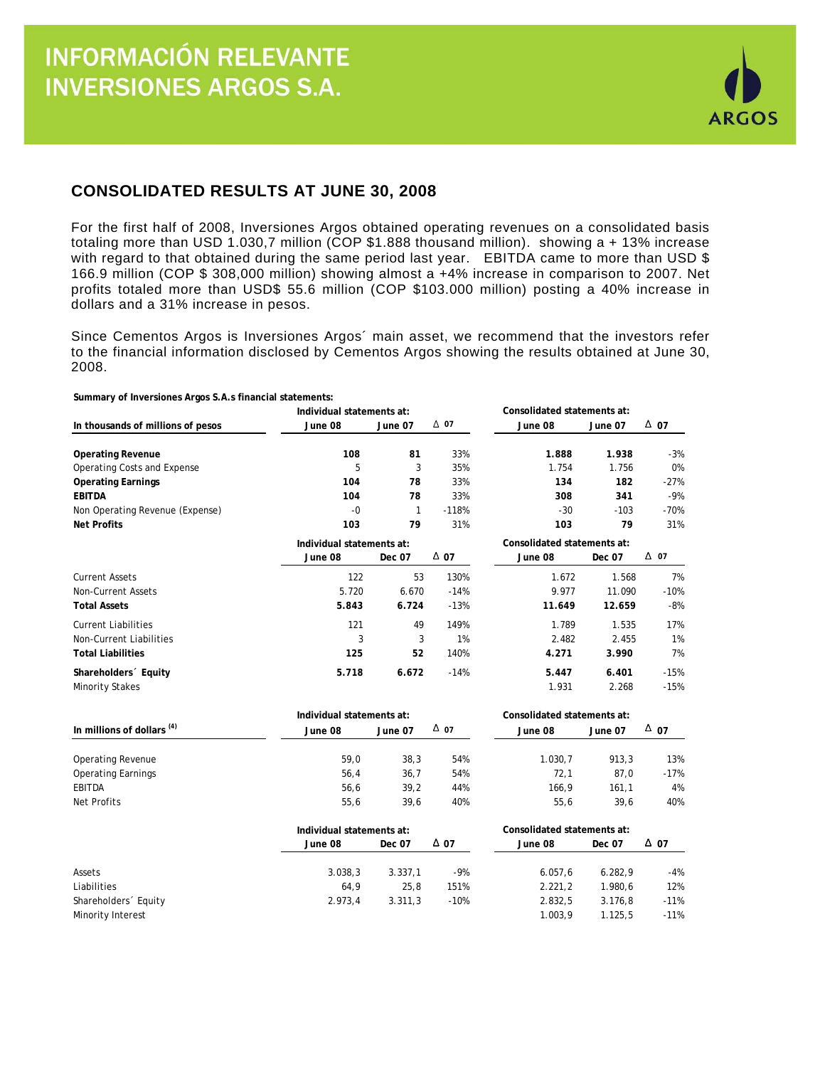# INFORMACIÓN RELEVANTE
# INVERSIONES ARGOS S.A.

## CONSOLIDATED RESULTS AT JUNE 30, 2008

For the first half of 2008, Inversiones Argos obtained operating revenues on a consolidated basis totaling more than USD 1.030,7 million (COP $1.888 thousand million). showing a + 13% increase with regard to that obtained during the same period last year. EBITDA came to more than USD $ 166.9 million (COP $ 308,000 million) showing almost a +4% increase in comparison to 2007. Net profits totaled more than USD$ 55.6 million (COP $103.000 million) posting a 40% increase in dollars and a 31% increase in pesos.

Since Cementos Argos is Inversiones Argos´ main asset, we recommend that the investors refer to the financial information disclosed by Cementos Argos showing the results obtained at June 30, 2008.

**Summary of Inversiones Argos S.A.s financial statements:**

| | Individual statements at: | | | Consolidated statements at: | | |
|---|---|---|---|---|---|---|
| **In thousands of millions of pesos** | **June 08** | **June 07** | **Δ 07** | **June 08** | **June 07** | **Δ 07** |
| **Operating Revenue** | **108** | **81** | 33% | **1.888** | **1.938** | -3% |
| Operating Costs and Expense | 5 | 3 | 35% | 1.754 | 1.756 | 0% |
| **Operating Earnings** | **104** | **78** | 33% | **134** | **182** | -27% |
| **EBITDA** | **104** | **78** | 33% | **308** | **341** | -9% |
| Non Operating Revenue (Expense) | -0 | 1 | -118% | -30 | -103 | -70% |
| **Net Profits** | **103** | **79** | 31% | **103** | **79** | 31% |
| | **Individual statements at:** | | | **Consolidated statements at:** | | |
| | **June 08** | **Dec 07** | **Δ 07** | **June 08** | **Dec 07** | **Δ 07** |
| Current Assets | 122 | 53 | 130% | 1.672 | 1.568 | 7% |
| Non-Current Assets | 5.720 | 6.670 | -14% | 9.977 | 11.090 | -10% |
| **Total Assets** | **5.843** | **6.724** | -13% | **11.649** | **12.659** | -8% |
| Current Liabilities | 121 | 49 | 149% | 1.789 | 1.535 | 17% |
| Non-Current Liabilities | 3 | 3 | 1% | 2.482 | 2.455 | 1% |
| **Total Liabilities** | **125** | **52** | 140% | **4.271** | **3.990** | 7% |
| **Shareholders´ Equity** | **5.718** | **6.672** | -14% | **5.447** | **6.401** | -15% |
| Minority Stakes | | | | 1.931 | 2.268 | -15% |

| | Individual statements at: | | | Consolidated statements at: | | |
|---|---|---|---|---|---|---|
| **In millions of dollars [(4)]** | **June 08** | **June 07** | **Δ 07** | **June 08** | **June 07** | **Δ 07** |
| Operating Revenue | 59,0 | 38,3 | 54% | 1.030,7 | 913,3 | 13% |
| Operating Earnings | 56,4 | 36,7 | 54% | 72,1 | 87,0 | -17% |
| EBITDA | 56,6 | 39,2 | 44% | 166,9 | 161,1 | 4% |
| Net Profits | 55,6 | 39,6 | 40% | 55,6 | 39,6 | 40% |
| | **Individual statements at:** | | | **Consolidated statements at:** | | |
| | **June 08** | **Dec 07** | **Δ 07** | **June 08** | **Dec 07** | **Δ 07** |
| Assets | 3.038,3 | 3.337,1 | -9% | 6.057,6 | 6.282,9 | -4% |
| Liabilities | 64,9 | 25,8 | 151% | 2.221,2 | 1.980,6 | 12% |
| Shareholders´ Equity | 2.973,4 | 3.311,3 | -10% | 2.832,5 | 3.176,8 | -11% |
| Minority Interest | | | | 1.003,9 | 1.125,5 | -11% |